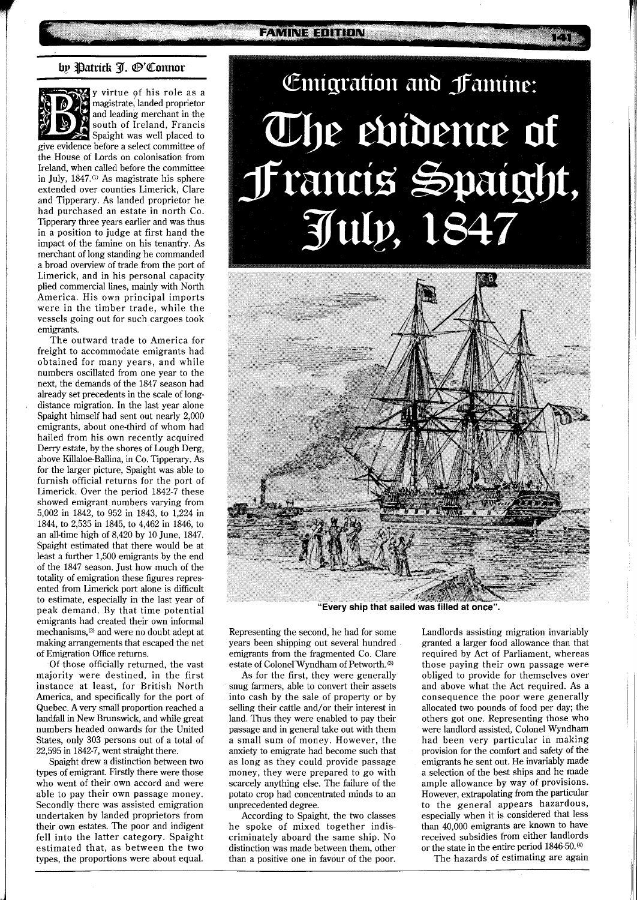# Emigration and Famine: The evidence of Francis Spaight, July, 1847

by Patrick J. O'Connor

By virtue of his role as a magistrate, landed proprietor and leading merchant in the south of Ireland, Francis Spaight was well placed to give evidence before a select committee of the House of Lords on colonisation from Ireland, when called before the committee in July, 1847.[1] As magistrate his sphere extended over counties Limerick, Clare and Tipperary. As landed proprietor he had purchased an estate in north Co. Tipperary three years earlier and was thus in a position to judge at first hand the impact of the famine on his tenantry. As merchant of long standing he commanded a broad overview of trade from the port of Limerick, and in his personal capacity plied commercial lines, mainly with North America. His own principal imports were in the timber trade, while the vessels going out for such cargoes took emigrants.

The outward trade to America for freight to accommodate emigrants had obtained for many years, and while numbers oscillated from one year to the next, the demands of the 1847 season had already set precedents in the scale of long-distance migration. In the last year alone Spaight himself had sent out nearly 2,000 emigrants, about one-third of whom had hailed from his own recently acquired Derry estate, by the shores of Lough Derg, above Killaloe-Ballina, in Co. Tipperary. As for the larger picture, Spaight was able to furnish official returns for the port of Limerick. Over the period 1842-7 these showed emigrant numbers varying from 5,002 in 1842, to 952 in 1843, to 1,224 in 1844, to 2,535 in 1845, to 4,462 in 1846, to an all-time high of 8,420 by 10 June, 1847. Spaight estimated that there would be at least a further 1,500 emigrants by the end of the 1847 season. Just how much of the totality of emigration these figures represented from Limerick port alone is difficult to estimate, especially in the last year of peak demand. By that time potential emigrants had created their own informal mechanisms,[2] and were no doubt adept at making arrangements that escaped the net of Emigration Office returns.

Of those officially returned, the vast majority were destined, in the first instance at least, for British North America, and specifically for the port of Quebec. A very small proportion reached a landfall in New Brunswick, and while great numbers headed onwards for the United States, only 303 persons out of a total of 22,595 in 1842-7, went straight there.

Spaight drew a distinction between two types of emigrant. Firstly there were those who went of their own accord and were able to pay their own passage money. Secondly there was assisted emigration undertaken by landed proprietors from their own estates. The poor and indigent fell into the latter category. Spaight estimated that, as between the two types, the proportions were about equal.

"Every ship that sailed was filled at once".

Representing the second, he had for some years been shipping out several hundred emigrants from the fragmented Co. Clare estate of Colonel Wyndham of Petworth.[3]

As for the first, they were generally snug farmers, able to convert their assets into cash by the sale of property or by selling their cattle and/or their interest in land. Thus they were enabled to pay their passage and in general take out with them a small sum of money. However, the anxiety to emigrate had become such that as long as they could provide passage money, they were prepared to go with scarcely anything else. The failure of the potato crop had concentrated minds to an unprecedented degree.

According to Spaight, the two classes he spoke of mixed together indiscriminately aboard the same ship. No distinction was made between them, other than a positive one in favour of the poor. Landlords assisting migration invariably granted a larger food allowance than that required by Act of Parliament, whereas those paying their own passage were obliged to provide for themselves over and above what the Act required. As a consequence the poor were generally allocated two pounds of food per day; the others got one. Representing those who were landlord assisted, Colonel Wyndham had been very particular in making provision for the comfort and safety of the emigrants he sent out. He invariably made a selection of the best ships and he made ample allowance by way of provisions. However, extrapolating from the particular to the general appears hazardous, especially when it is considered that less than 40,000 emigrants are known to have received subsidies from either landlords or the state in the entire period 1846-50.[4]

The hazards of estimating are again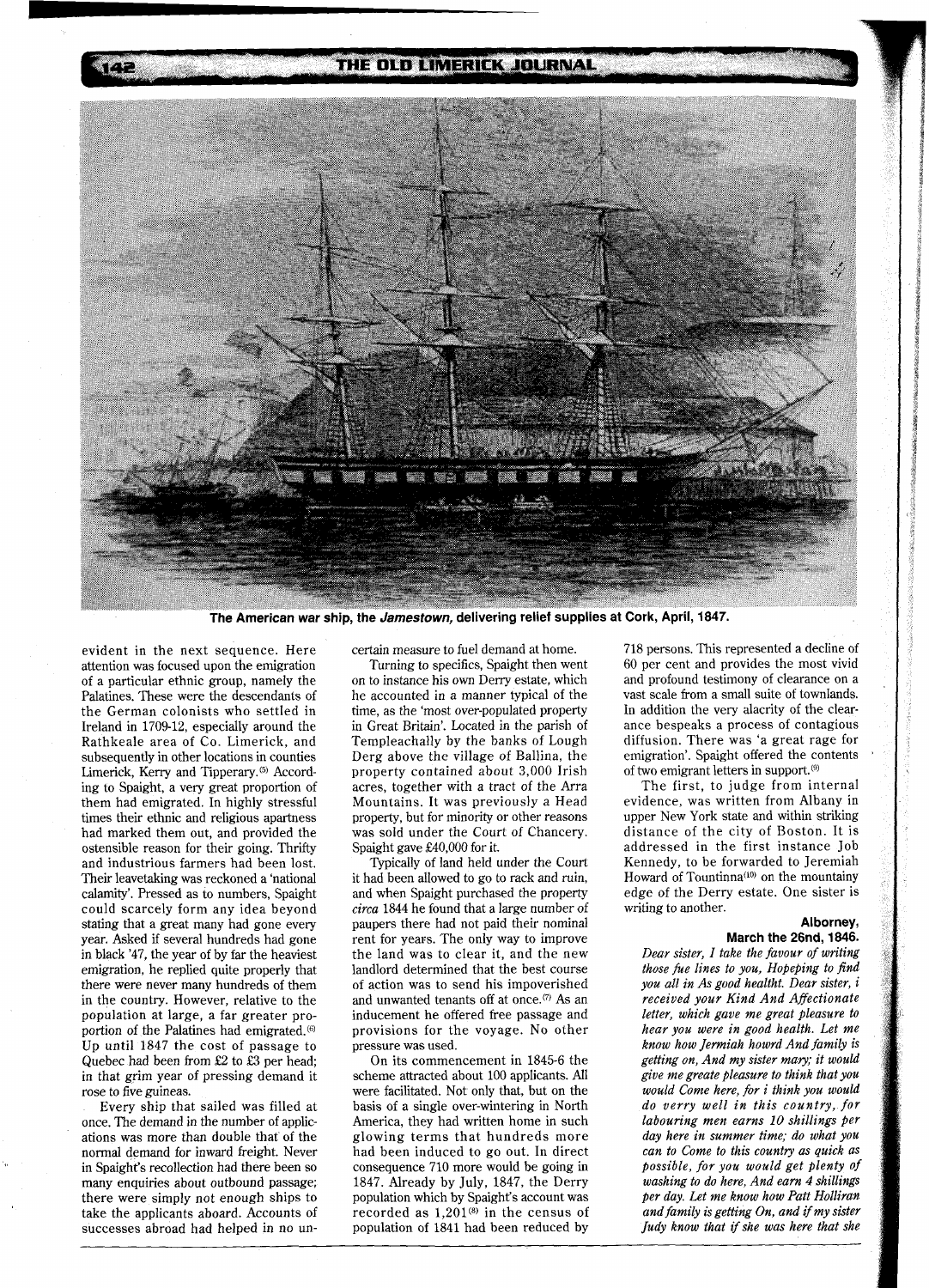The American war ship, the *Jamestown,* delivering relief supplies at Cork, April, 1847.

evident in the next sequence. Here attention was focused upon the emigration of a particular ethnic group, namely the Palatines. These were the descendants of the German colonists who settled in Ireland in 1709-12, especially around the Rathkeale area of Co. Limerick, and subsequently in other locations in counties Limerick, Kerry and Tipperary.[5] According to Spaight, a very great proportion of them had emigrated. In highly stressful times their ethnic and religious apartness had marked them out, and provided the ostensible reason for their going. Thrifty and industrious farmers had been lost. Their leavetaking was reckoned a 'national calamity'. Pressed as to numbers, Spaight could scarcely form any idea beyond stating that a great many had gone every year. Asked if several hundreds had gone in black '47, the year of by far the heaviest emigration, he replied quite properly that there were never many hundreds of them in the country. However, relative to the population at large, a far greater proportion of the Palatines had emigrated.[6] Up until 1847 the cost of passage to Quebec had been from £2 to £3 per head; in that grim year of pressing demand it rose to five guineas.

Every ship that sailed was filled at once. The demand in the number of applications was more than double that of the normal demand for inward freight. Never in Spaight's recollection had there been so many enquiries about outbound passage; there were simply not enough ships to take the applicants aboard. Accounts of successes abroad had helped in no uncertain measure to fuel demand at home.

Turning to specifics, Spaight then went on to instance his own Derry estate, which he accounted in a manner typical of the time, as the 'most over-populated property in Great Britain'. Located in the parish of Templeachally by the banks of Lough Derg above the village of Ballina, the property contained about 3,000 Irish acres, together with a tract of the Arra Mountains. It was previously a Head property, but for minority or other reasons was sold under the Court of Chancery. Spaight gave £40,000 for it.

Typically of land held under the Court it had been allowed to go to rack and ruin, and when Spaight purchased the property *circa* 1844 he found that a large number of paupers there had not paid their nominal rent for years. The only way to improve the land was to clear it, and the new landlord determined that the best course of action was to send his impoverished and unwanted tenants off at once.[7] As an inducement he offered free passage and provisions for the voyage. No other pressure was used.

On its commencement in 1845-6 the scheme attracted about 100 applicants. All were facilitated. Not only that, but on the basis of a single over-wintering in North America, they had written home in such glowing terms that hundreds more had been induced to go out. In direct consequence 710 more would be going in 1847. Already by July, 1847, the Derry population which by Spaight's account was recorded as 1,201[8] in the census of population of 1841 had been reduced by 718 persons. This represented a decline of 60 per cent and provides the most vivid and profound testimony of clearance on a vast scale from a small suite of townlands. In addition the very alacrity of the clearance bespeaks a process of contagious diffusion. There was 'a great rage for emigration'. Spaight offered the contents of two emigrant letters in support.[9]

The first, to judge from internal evidence, was written from Albany in upper New York state and within striking distance of the city of Boston. It is addressed in the first instance Job Kennedy, to be forwarded to Jeremiah Howard of Tountinna[10] on the mountainy edge of the Derry estate. One sister is writing to another.

**Alborney,**
**March the 26nd, 1846.**

*Dear sister, I take the favour of writing those fue lines to you, Hopeping to find you all in As good healtht. Dear sister, i received your Kind And Affectionate letter, which gave me great pleasure to hear you were in good health. Let me know how Jermiah howrd And family is getting on, And my sister mary; it would give me greate pleasure to think that you would Come here, for i think you would do verry well in this country, for labouring men earns 10 shillings per day here in summer time; do what you can to Come to this country as quick as possible, for you would get plenty of washing to do here, And earn 4 shillings per day. Let me know how Patt Holliran and family is getting On, and if my sister Judy know that if she was here that she*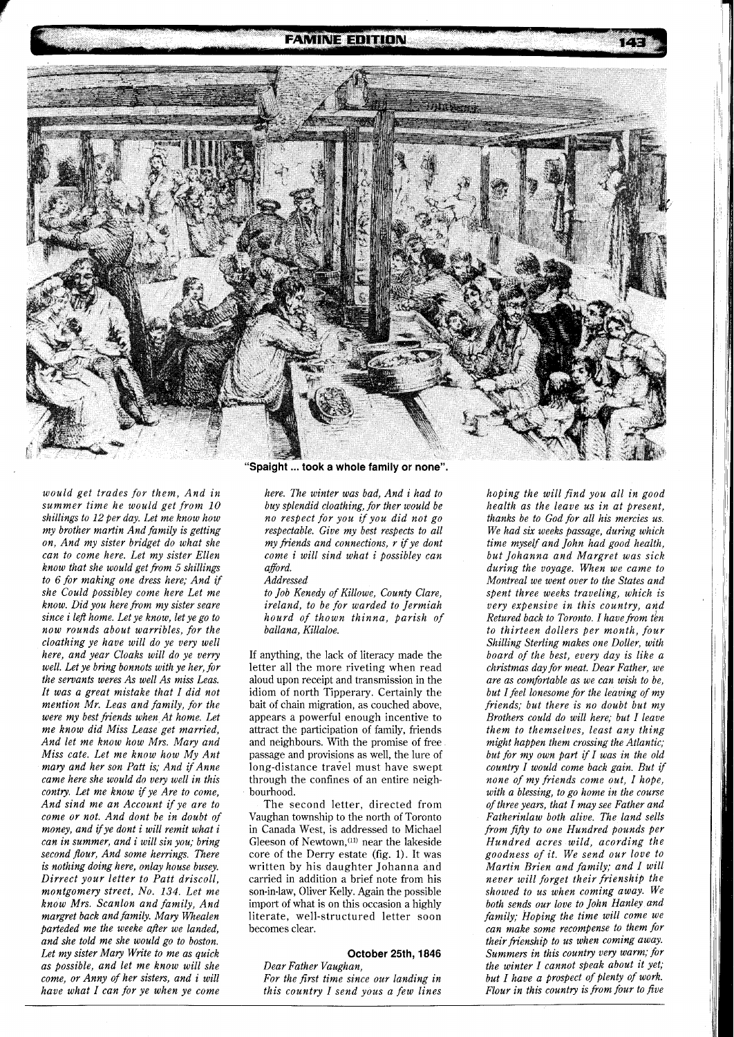"Spaight ... took a whole family or none".

*would get trades for them, And in summer time he would get from 10 shillings to 12 per day. Let me know how my brother martin And family is getting on, And my sister bridget do what she can to come here. Let my sister Ellen know that she would get from 5 shillings to 6 for making one dress here; And if she Could possibley come here Let me know. Did you here from my sister seare since i left home. Let ye know, let ye go to now rounds about warribles, for the cloathing ye have will do ye very well here, and year Cloaks will do ye verry well. Let ye bring bonnots with ye her, for the servants weres As well As miss Leas. It was a great mistake that I did not mention Mr. Leas and family, for the were my best friends when At home. Let me know did Miss Lease get married, And let me know how Mrs. Mary and Miss cate. Let me know how My Ant mary and her son Patt is; And if Anne came here she would do very well in this contry. Let me know if ye Are to come, And sind me an Account if ye are to come or not. And dont be in doubt of money, and if ye dont i will remit what i can in summer, and i will sin you; bring second flour, And some herrings. There is nothing doing here, onlay house busey. Direct your letter to Patt driscoll, montgomery street, No. 134. Let me know Mrs. Scanlon and family, And margret back and family. Mary Whealen parteded me the weeke after we landed, and she told me she would go to boston. Let my sister Mary Write to me as quick as possible, and let me know will she come, or Anny of her sisters, and i will have what I can for ye when ye come here. The winter was bad, And i had to buy splendid cloathing, for ther would be no respect for you if you did not go respectable. Give my best respects to all my friends and connections, r if ye dont come i will sind what i possibley can afford.*

*Addressed*

*to Job Kenedy of Killowe, County Clare, ireland, to be for warded to Jermiah hourd of thown thinna, parish of ballana, Killaloe.*

If anything, the lack of literacy made the letter all the more riveting when read aloud upon receipt and transmission in the idiom of north Tipperary. Certainly the bait of chain migration, as couched above, appears a powerful enough incentive to attract the participation of family, friends and neighbours. With the promise of free passage and provisions as well, the lure of long-distance travel must have swept through the confines of an entire neighbourhood.

The second letter, directed from Vaughan township to the north of Toronto in Canada West, is addressed to Michael Gleeson of Newtown,[11] near the lakeside core of the Derry estate (fig. 1). It was written by his daughter Johanna and carried in addition a brief note from his son-in-law, Oliver Kelly. Again the possible import of what is on this occasion a highly literate, well-structured letter soon becomes clear.

**October 25th, 1846**

*Dear Father Vaughan,*

*For the first time since our landing in this country I send yous a few lines hoping the will find you all in good health as the leave us in at present, thanks be to God for all his mercies us. We had six weeks passage, during which time myself and John had good health, but Johanna and Margret was sick during the voyage. When we came to Montreal we went over to the States and spent three weeks traveling, which is very expensive in this country, and Retured back to Toronto. I have from ten to thirteen dollers per month, four Shilling Sterling makes one Doller, with board of the best, every day is like a christmas day for meat. Dear Father, we are as comfortable as we can wish to be, but I feel lonesome for the leaving of my friends; but there is no doubt but my Brothers could do will here; but I leave them to themselves, least any thing might happen them crossing the Atlantic; but for my own part if I was in the old country I would come back gain. But if none of my friends come out, I hope, with a blessing, to go home in the course of three years, that I may see Father and Fatherinlaw both alive. The land sells from fifty to one Hundred pounds per Hundred acres wild, acording the goodness of it. We send our love to Martin Brien and family; and I will never will forget their frienship the showed to us when coming away. We both sends our love to John Hanley and family; Hoping the time will come we can make some recompense to them for their frienship to us when coming away. Summers in this country very warm; for the winter I cannot speak about it yet; but I have a prospect of plenty of work. Flour in this country is from four to five*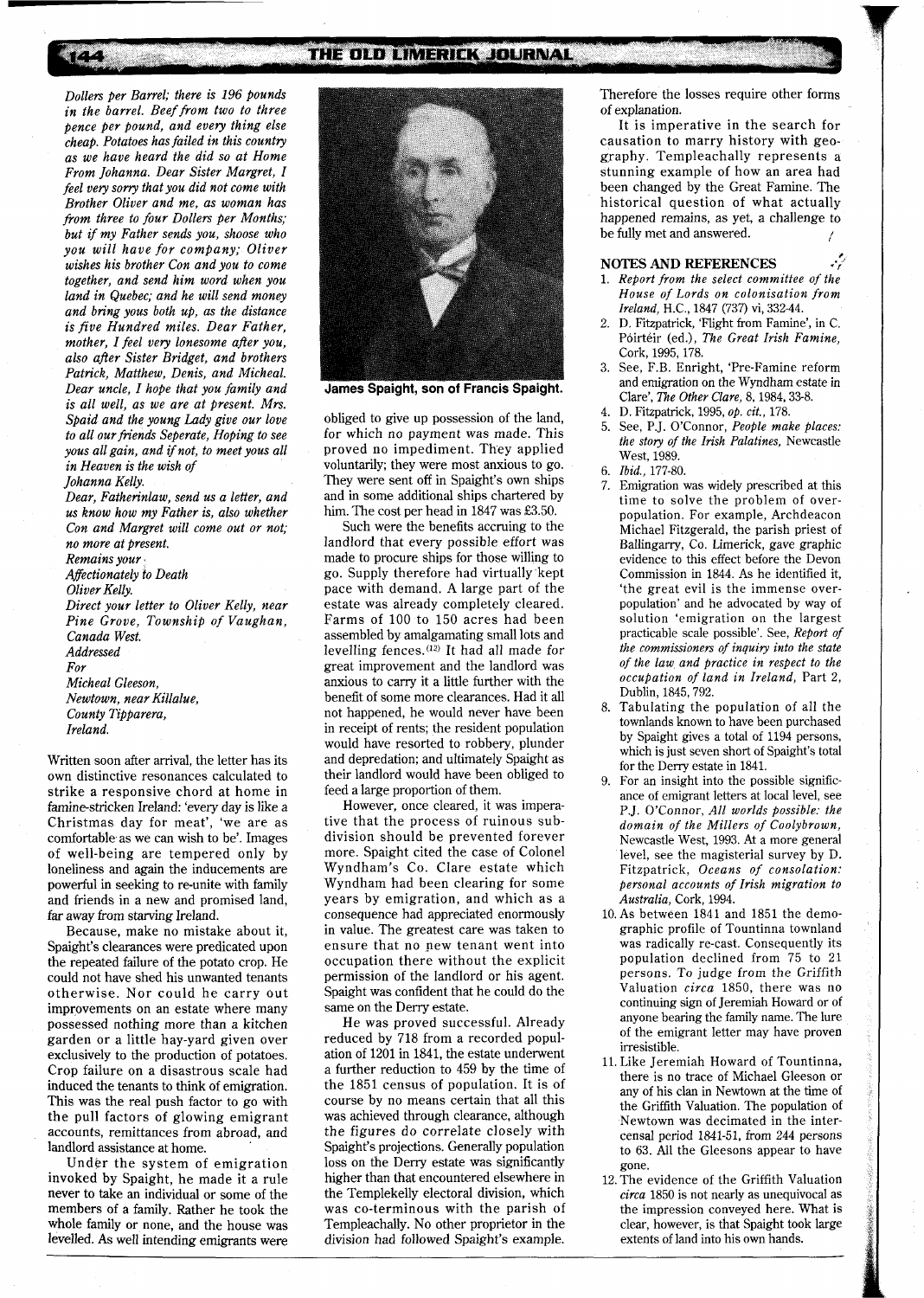*Dollers per Barrel; there is 196 pounds in the barrel. Beef from two to three pence per pound, and every thing else cheap. Potatoes has failed in this country as we have heard the did so at Home From Johanna. Dear Sister Margret, I feel very sorry that you did not come with Brother Oliver and me, as woman has from three to four Dollers per Months; but if my Father sends you, shoose who you will have for company; Oliver wishes his brother Con and you to come together, and send him word when you land in Quebec; and he will send money and bring yous both up, as the distance is five Hundred miles. Dear Father, mother, I feel very lonesome after you, also after Sister Bridget, and brothers Patrick, Matthew, Denis, and Micheal. Dear uncle, I hope that you family and is all well, as we are at present. Mrs. Spaid and the young Lady give our love to all our friends Seperate, Hoping to see yous all gain, and if not, to meet yous all in Heaven is the wish of*

*Johanna Kelly.*

*Dear, Fatherinlaw, send us a letter, and us know how my Father is, also whether Con and Margret will come out or not; no more at present.*

*Remains your*

*Affectionately to Death*

*Oliver Kelly.*

*Direct your letter to Oliver Kelly, near Pine Grove, Township of Vaughan, Canada West.*

*Addressed*

*For*

*Micheal Gleeson,*

*Newtown, near Killalue,*

*County Tipparera,*

*Ireland.*

Written soon after arrival, the letter has its own distinctive resonances calculated to strike a responsive chord at home in famine-stricken Ireland: 'every day is like a Christmas day for meat', 'we are as comfortable as we can wish to be'. Images of well-being are tempered only by loneliness and again the inducements are powerful in seeking to re-unite with family and friends in a new and promised land, far away from starving Ireland.

Because, make no mistake about it, Spaight's clearances were predicated upon the repeated failure of the potato crop. He could not have shed his unwanted tenants otherwise. Nor could he carry out improvements on an estate where many possessed nothing more than a kitchen garden or a little hay-yard given over exclusively to the production of potatoes. Crop failure on a disastrous scale had induced the tenants to think of emigration. This was the real push factor to go with the pull factors of glowing emigrant accounts, remittances from abroad, and landlord assistance at home.

Under the system of emigration invoked by Spaight, he made it a rule never to take an individual or some of the members of a family. Rather he took the whole family or none, and the house was levelled. As well intending emigrants were obliged to give up possession of the land, for which no payment was made. This proved no impediment. They applied voluntarily; they were most anxious to go. They were sent off in Spaight's own ships and in some additional ships chartered by him. The cost per head in 1847 was £3.50.

James Spaight, son of Francis Spaight.

Such were the benefits accruing to the landlord that every possible effort was made to procure ships for those willing to go. Supply therefore had virtually kept pace with demand. A large part of the estate was already completely cleared. Farms of 100 to 150 acres had been assembled by amalgamating small lots and levelling fences.[12] It had all made for great improvement and the landlord was anxious to carry it a little further with the benefit of some more clearances. Had it all not happened, he would never have been in receipt of rents; the resident population would have resorted to robbery, plunder and depredation; and ultimately Spaight as their landlord would have been obliged to feed a large proportion of them.

However, once cleared, it was imperative that the process of ruinous subdivision should be prevented forever more. Spaight cited the case of Colonel Wyndham's Co. Clare estate which Wyndham had been clearing for some years by emigration, and which as a consequence had appreciated enormously in value. The greatest care was taken to ensure that no new tenant went into occupation there without the explicit permission of the landlord or his agent. Spaight was confident that he could do the same on the Derry estate.

He was proved successful. Already reduced by 718 from a recorded population of 1201 in 1841, the estate underwent a further reduction to 459 by the time of the 1851 census of population. It is of course by no means certain that all this was achieved through clearance, although the figures do correlate closely with Spaight's projections. Generally population loss on the Derry estate was significantly higher than that encountered elsewhere in the Templekelly electoral division, which was co-terminous with the parish of Templeachally. No other proprietor in the division had followed Spaight's example. Therefore the losses require other forms of explanation.

It is imperative in the search for causation to marry history with geography. Templeachally represents a stunning example of how an area had been changed by the Great Famine. The historical question of what actually happened remains, as yet, a challenge to be fully met and answered.

## NOTES AND REFERENCES

1. *Report from the select committee of the House of Lords on colonisation from Ireland*, H.C., 1847 (737) vi, 332-44.
2. D. Fitzpatrick, 'Flight from Famine', in C. Póirtéir (ed.), *The Great Irish Famine*, Cork, 1995, 178.
3. See, F.B. Enright, 'Pre-Famine reform and emigration on the Wyndham estate in Clare', *The Other Clare*, 8, 1984, 33-8.
4. D. Fitzpatrick, 1995, *op. cit.*, 178.
5. See, P.J. O'Connor, *People make places: the story of the Irish Palatines*, Newcastle West, 1989.
6. *Ibid.*, 177-80.
7. Emigration was widely prescribed at this time to solve the problem of overpopulation. For example, Archdeacon Michael Fitzgerald, the parish priest of Ballingarry, Co. Limerick, gave graphic evidence to this effect before the Devon Commission in 1844. As he identified it, 'the great evil is the immense overpopulation' and he advocated by way of solution 'emigration on the largest practicable scale possible'. See, *Report of the commissioners of inquiry into the state of the law and practice in respect to the occupation of land in Ireland*, Part 2, Dublin, 1845, 792.
8. Tabulating the population of all the townlands known to have been purchased by Spaight gives a total of 1194 persons, which is just seven short of Spaight's total for the Derry estate in 1841.
9. For an insight into the possible significance of emigrant letters at local level, see P.J. O'Connor, *All worlds possible: the domain of the Millers of Coolybrown*, Newcastle West, 1993. At a more general level, see the magisterial survey by D. Fitzpatrick, *Oceans of consolation: personal accounts of Irish migration to Australia*, Cork, 1994.
10. As between 1841 and 1851 the demographic profile of Tountinna townland was radically re-cast. Consequently its population declined from 75 to 21 persons. To judge from the Griffith Valuation *circa* 1850, there was no continuing sign of Jeremiah Howard or of anyone bearing the family name. The lure of the emigrant letter may have proven irresistible.
11. Like Jeremiah Howard of Tountinna, there is no trace of Michael Gleeson or any of his clan in Newtown at the time of the Griffith Valuation. The population of Newtown was decimated in the intercensal period 1841-51, from 244 persons to 63. All the Gleesons appear to have gone.
12. The evidence of the Griffith Valuation *circa* 1850 is not nearly as unequivocal as the impression conveyed here. What is clear, however, is that Spaight took large extents of land into his own hands.